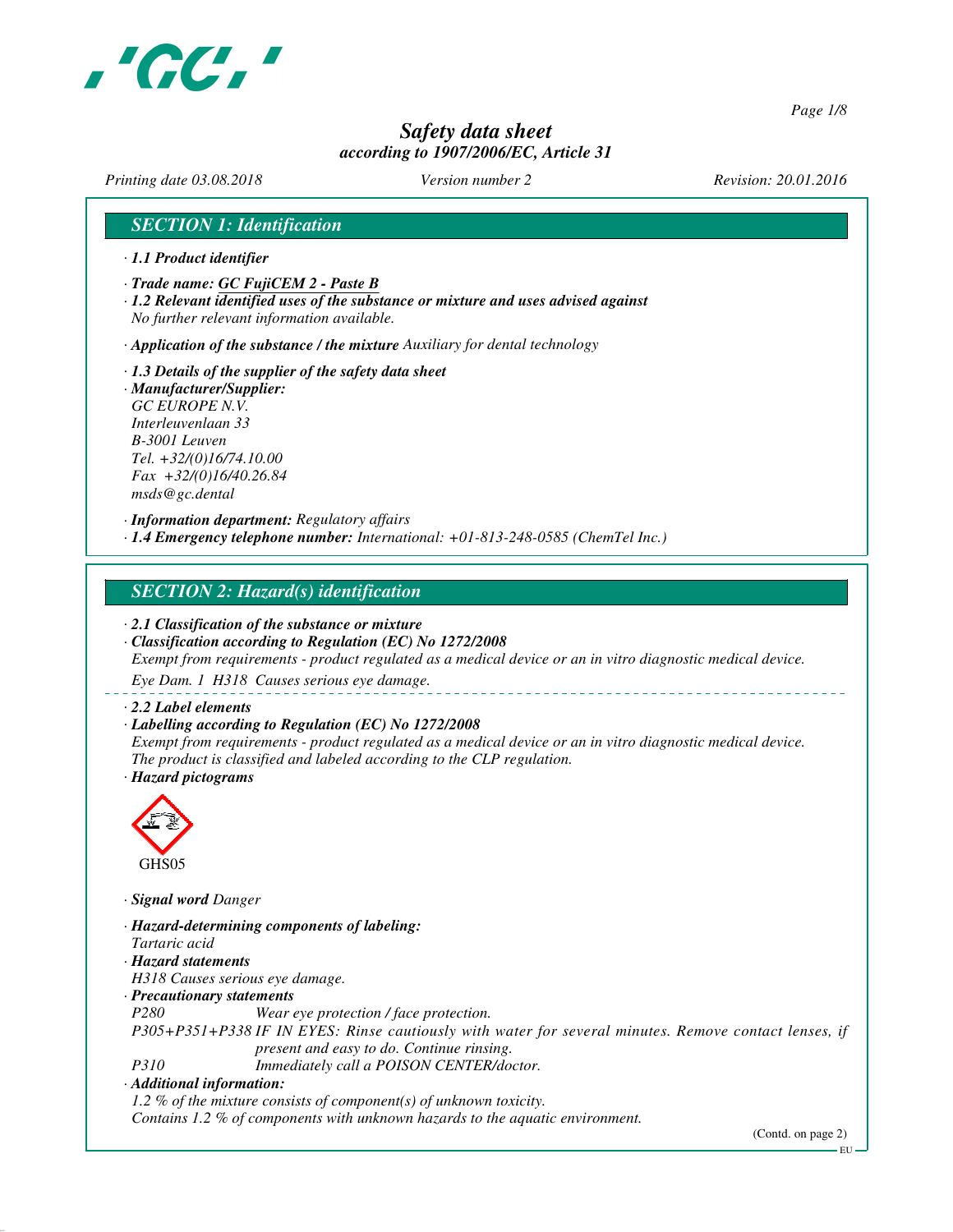# Safety data sheet
*according to 1907/2006/EC, Article 31*

*Printing date 03.08.2018* *Version number 2* *Revision: 20.01.2016*

## SECTION 1: Identification

· **1.1 Product identifier**

· **Trade name: GC FujiCEM 2 - Paste B**

· **1.2 Relevant identified uses of the substance or mixture and uses advised against**
No further relevant information available.

· **Application of the substance / the mixture** Auxiliary for dental technology

· **1.3 Details of the supplier of the safety data sheet**

· **Manufacturer/Supplier:**
GC EUROPE N.V.
Interleuvenlaan 33
B-3001 Leuven
Tel. +32/(0)16/74.10.00
Fax +32/(0)16/40.26.84
msds@gc.dental

· **Information department:** Regulatory affairs

· **1.4 Emergency telephone number:** International: +01-813-248-0585 (ChemTel Inc.)

## SECTION 2: Hazard(s) identification

· **2.1 Classification of the substance or mixture**

· **Classification according to Regulation (EC) No 1272/2008**
Exempt from requirements - product regulated as a medical device or an in vitro diagnostic medical device.

Eye Dam. 1 H318 Causes serious eye damage.

· **2.2 Label elements**

· **Labelling according to Regulation (EC) No 1272/2008**
Exempt from requirements - product regulated as a medical device or an in vitro diagnostic medical device.
The product is classified and labeled according to the CLP regulation.

· **Hazard pictograms**

GHS05

· **Signal word** Danger

· **Hazard-determining components of labeling:**
Tartaric acid

· **Hazard statements**
H318 Causes serious eye damage.

· **Precautionary statements**

| | |
|---|---|
| P280 | Wear eye protection / face protection. |
| P305+P351+P338 | IF IN EYES: Rinse cautiously with water for several minutes. Remove contact lenses, if present and easy to do. Continue rinsing. |
| P310 | Immediately call a POISON CENTER/doctor. |

· **Additional information:**
1.2 % of the mixture consists of component(s) of unknown toxicity.
Contains 1.2 % of components with unknown hazards to the aquatic environment.

(Contd. on page 2)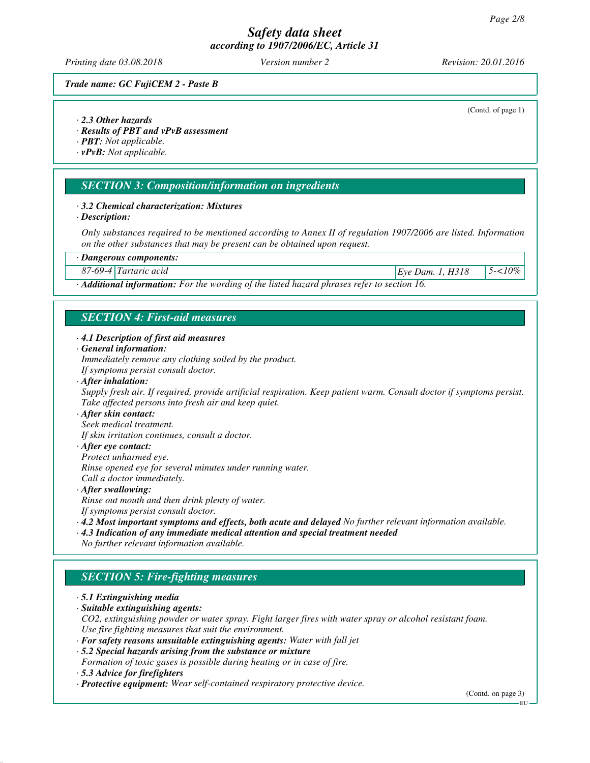(Contd. of page 1)

· **2.3 Other hazards**
· **Results of PBT and vPvB assessment**
· **PBT:** Not applicable.
· **vPvB:** Not applicable.

## SECTION 3: Composition/information on ingredients

· **3.2 Chemical characterization: Mixtures**
· **Description:**

Only substances required to be mentioned according to Annex II of regulation 1907/2006 are listed. Information on the other substances that may be present can be obtained upon request.

| · Dangerous components: | | | |
|---|---|---|---|
| 87-69-4 | Tartaric acid | Eye Dam. 1, H318 | 5-<10% |

· **Additional information:** For the wording of the listed hazard phrases refer to section 16.

## SECTION 4: First-aid measures

· **4.1 Description of first aid measures**
· **General information:**
Immediately remove any clothing soiled by the product.
If symptoms persist consult doctor.
· **After inhalation:**
Supply fresh air. If required, provide artificial respiration. Keep patient warm. Consult doctor if symptoms persist.
Take affected persons into fresh air and keep quiet.
· **After skin contact:**
Seek medical treatment.
If skin irritation continues, consult a doctor.
· **After eye contact:**
Protect unharmed eye.
Rinse opened eye for several minutes under running water.
Call a doctor immediately.
· **After swallowing:**
Rinse out mouth and then drink plenty of water.
If symptoms persist consult doctor.
· **4.2 Most important symptoms and effects, both acute and delayed** No further relevant information available.
· **4.3 Indication of any immediate medical attention and special treatment needed**
No further relevant information available.

## SECTION 5: Fire-fighting measures

· **5.1 Extinguishing media**
· **Suitable extinguishing agents:**
CO2, extinguishing powder or water spray. Fight larger fires with water spray or alcohol resistant foam.
Use fire fighting measures that suit the environment.
· **For safety reasons unsuitable extinguishing agents:** Water with full jet
· **5.2 Special hazards arising from the substance or mixture**
Formation of toxic gases is possible during heating or in case of fire.
· **5.3 Advice for firefighters**
· **Protective equipment:** Wear self-contained respiratory protective device.

(Contd. on page 3)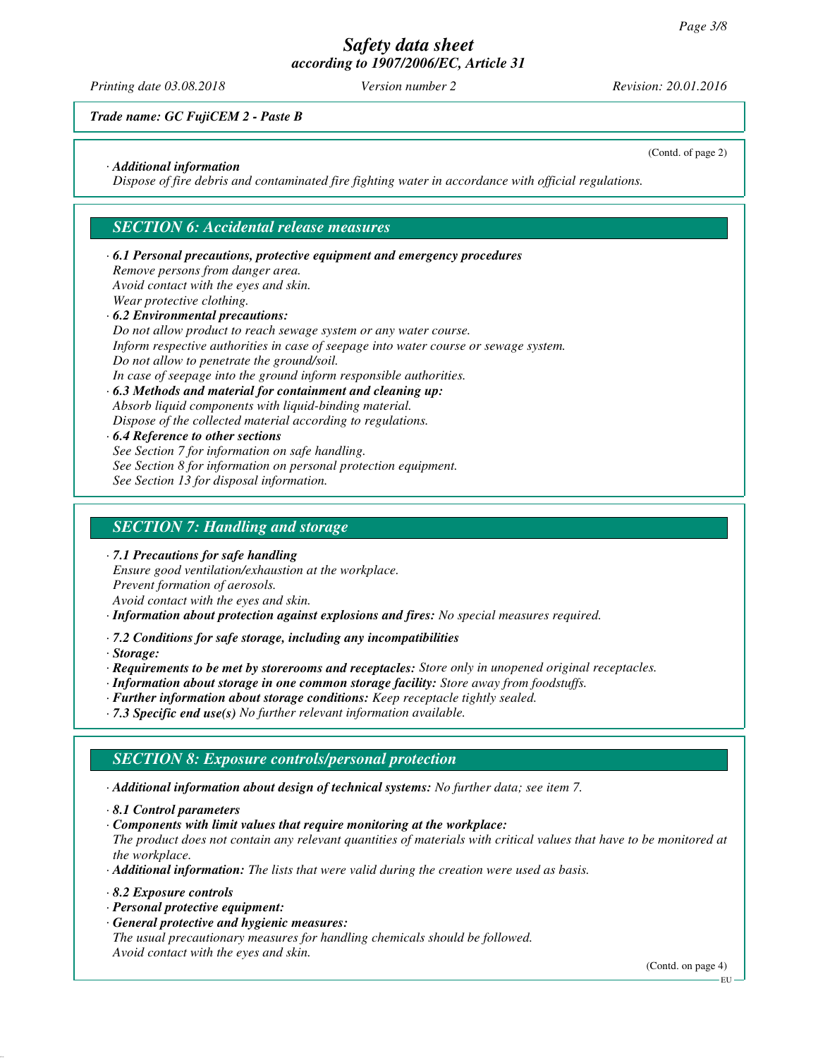(Contd. of page 2)

· **Additional information**
Dispose of fire debris and contaminated fire fighting water in accordance with official regulations.

## SECTION 6: Accidental release measures

· **6.1 Personal precautions, protective equipment and emergency procedures**
Remove persons from danger area.
Avoid contact with the eyes and skin.
Wear protective clothing.

· **6.2 Environmental precautions:**
Do not allow product to reach sewage system or any water course.
Inform respective authorities in case of seepage into water course or sewage system.
Do not allow to penetrate the ground/soil.
In case of seepage into the ground inform responsible authorities.

· **6.3 Methods and material for containment and cleaning up:**
Absorb liquid components with liquid-binding material.
Dispose of the collected material according to regulations.

· **6.4 Reference to other sections**
See Section 7 for information on safe handling.
See Section 8 for information on personal protection equipment.
See Section 13 for disposal information.

## SECTION 7: Handling and storage

· **7.1 Precautions for safe handling**
Ensure good ventilation/exhaustion at the workplace.
Prevent formation of aerosols.
Avoid contact with the eyes and skin.

· **Information about protection against explosions and fires:** No special measures required.

· **7.2 Conditions for safe storage, including any incompatibilities**

· **Storage:**

· **Requirements to be met by storerooms and receptacles:** Store only in unopened original receptacles.

· **Information about storage in one common storage facility:** Store away from foodstuffs.

· **Further information about storage conditions:** Keep receptacle tightly sealed.

· **7.3 Specific end use(s)** No further relevant information available.

## SECTION 8: Exposure controls/personal protection

· **Additional information about design of technical systems:** No further data; see item 7.

· **8.1 Control parameters**

· **Components with limit values that require monitoring at the workplace:**
The product does not contain any relevant quantities of materials with critical values that have to be monitored at the workplace.

· **Additional information:** The lists that were valid during the creation were used as basis.

· **8.2 Exposure controls**

· **Personal protective equipment:**

· **General protective and hygienic measures:**
The usual precautionary measures for handling chemicals should be followed.
Avoid contact with the eyes and skin.

(Contd. on page 4)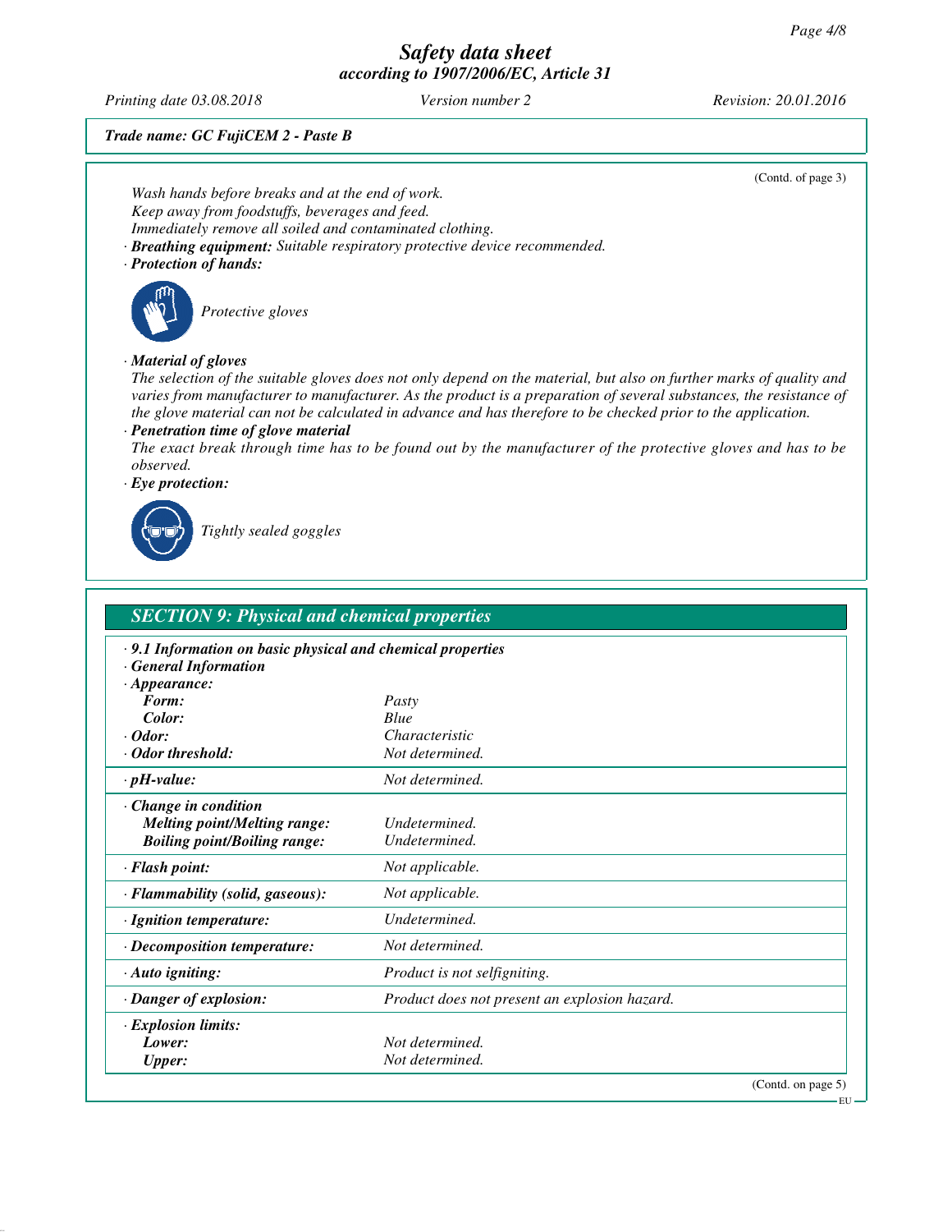*Trade name: GC FujiCEM 2 - Paste B*

(Contd. of page 3)

*Wash hands before breaks and at the end of work.*
*Keep away from foodstuffs, beverages and feed.*
*Immediately remove all soiled and contaminated clothing.*

· ***Breathing equipment:*** *Suitable respiratory protective device recommended.*

· ***Protection of hands:***

*Protective gloves*

· ***Material of gloves***

*The selection of the suitable gloves does not only depend on the material, but also on further marks of quality and varies from manufacturer to manufacturer. As the product is a preparation of several substances, the resistance of the glove material can not be calculated in advance and has therefore to be checked prior to the application.*

· ***Penetration time of glove material***

*The exact break through time has to be found out by the manufacturer of the protective gloves and has to be observed.*

· ***Eye protection:***

*Tightly sealed goggles*

## *SECTION 9: Physical and chemical properties*

· ***9.1 Information on basic physical and chemical properties***

| | |
|---|---|
| · ***General Information*** | |
| · ***Appearance:*** | |
| ***Form:*** | *Pasty* |
| ***Color:*** | *Blue* |
| · ***Odor:*** | *Characteristic* |
| · ***Odor threshold:*** | *Not determined.* |
| · ***pH-value:*** | *Not determined.* |
| · ***Change in condition*** | |
| ***Melting point/Melting range:*** | *Undetermined.* |
| ***Boiling point/Boiling range:*** | *Undetermined.* |
| · ***Flash point:*** | *Not applicable.* |
| · ***Flammability (solid, gaseous):*** | *Not applicable.* |
| · ***Ignition temperature:*** | *Undetermined.* |
| · ***Decomposition temperature:*** | *Not determined.* |
| · ***Auto igniting:*** | *Product is not selfigniting.* |
| · ***Danger of explosion:*** | *Product does not present an explosion hazard.* |
| · ***Explosion limits:*** | |
| ***Lower:*** | *Not determined.* |
| ***Upper:*** | *Not determined.* |

(Contd. on page 5)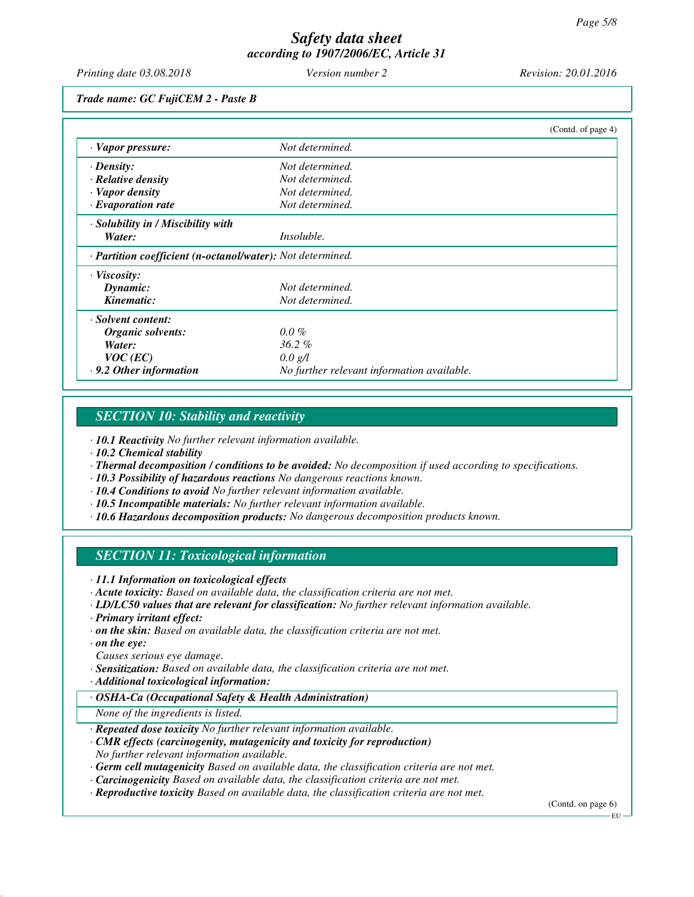*Trade name: GC FujiCEM 2 - Paste B*

(Contd. of page 4)

| | |
|---|---|
| · **Vapor pressure:** | Not determined. |
| · **Density:** | Not determined. |
| · **Relative density** | Not determined. |
| · **Vapor density** | Not determined. |
| · **Evaporation rate** | Not determined. |
| · **Solubility in / Miscibility with** | |
| **Water:** | Insoluble. |
| · **Partition coefficient (n-octanol/water):** | Not determined. |
| · **Viscosity:** | |
| **Dynamic:** | Not determined. |
| **Kinematic:** | Not determined. |
| · **Solvent content:** | |
| **Organic solvents:** | 0.0 % |
| **Water:** | 36.2 % |
| **VOC (EC)** | 0.0 g/l |
| · **9.2 Other information** | No further relevant information available. |

## SECTION 10: Stability and reactivity

· **10.1 Reactivity** No further relevant information available.
· **10.2 Chemical stability**
· **Thermal decomposition / conditions to be avoided:** No decomposition if used according to specifications.
· **10.3 Possibility of hazardous reactions** No dangerous reactions known.
· **10.4 Conditions to avoid** No further relevant information available.
· **10.5 Incompatible materials:** No further relevant information available.
· **10.6 Hazardous decomposition products:** No dangerous decomposition products known.

## SECTION 11: Toxicological information

· **11.1 Information on toxicological effects**
· **Acute toxicity:** Based on available data, the classification criteria are not met.
· **LD/LC50 values that are relevant for classification:** No further relevant information available.
· **Primary irritant effect:**
· **on the skin:** Based on available data, the classification criteria are not met.
· **on the eye:**
Causes serious eye damage.
· **Sensitization:** Based on available data, the classification criteria are not met.
· **Additional toxicological information:**

· **OSHA-Ca (Occupational Safety & Health Administration)**
None of the ingredients is listed.

· **Repeated dose toxicity** No further relevant information available.
· **CMR effects (carcinogenity, mutagenicity and toxicity for reproduction)**
No further relevant information available.
· **Germ cell mutagenicity** Based on available data, the classification criteria are not met.
· **Carcinogenicity** Based on available data, the classification criteria are not met.
· **Reproductive toxicity** Based on available data, the classification criteria are not met.

(Contd. on page 6)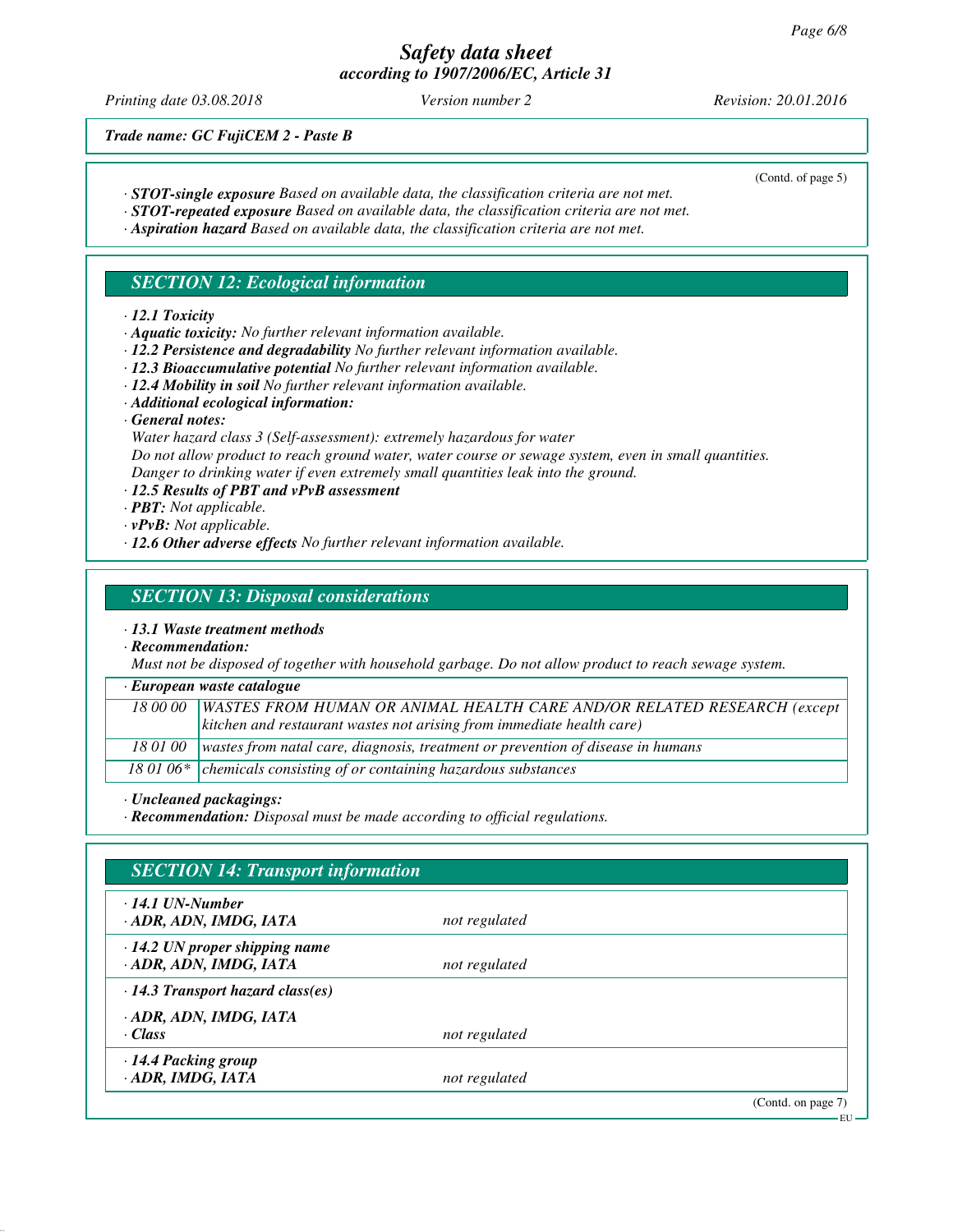*Trade name: GC FujiCEM 2 - Paste B*

(Contd. of page 5)

· ***STOT-single exposure*** *Based on available data, the classification criteria are not met.*
· ***STOT-repeated exposure*** *Based on available data, the classification criteria are not met.*
· ***Aspiration hazard*** *Based on available data, the classification criteria are not met.*

## SECTION 12: Ecological information

· ***12.1 Toxicity***
· ***Aquatic toxicity:*** *No further relevant information available.*
· ***12.2 Persistence and degradability*** *No further relevant information available.*
· ***12.3 Bioaccumulative potential*** *No further relevant information available.*
· ***12.4 Mobility in soil*** *No further relevant information available.*
· ***Additional ecological information:***
· ***General notes:***
*Water hazard class 3 (Self-assessment): extremely hazardous for water*
*Do not allow product to reach ground water, water course or sewage system, even in small quantities.*
*Danger to drinking water if even extremely small quantities leak into the ground.*
· ***12.5 Results of PBT and vPvB assessment***
· ***PBT:*** *Not applicable.*
· ***vPvB:*** *Not applicable.*
· ***12.6 Other adverse effects*** *No further relevant information available.*

## SECTION 13: Disposal considerations

· ***13.1 Waste treatment methods***
· ***Recommendation:***
*Must not be disposed of together with household garbage. Do not allow product to reach sewage system.*

| · ***European waste catalogue*** | |
|---|---|
| 18 00 00 | WASTES FROM HUMAN OR ANIMAL HEALTH CARE AND/OR RELATED RESEARCH (except kitchen and restaurant wastes not arising from immediate health care) |
| 18 01 00 | wastes from natal care, diagnosis, treatment or prevention of disease in humans |
| 18 01 06* | chemicals consisting of or containing hazardous substances |

· ***Uncleaned packagings:***
· ***Recommendation:*** *Disposal must be made according to official regulations.*

## SECTION 14: Transport information

| | |
|---|---|
| · ***14.1 UN-Number*** | |
| · ***ADR, ADN, IMDG, IATA*** | *not regulated* |
| · ***14.2 UN proper shipping name*** | |
| · ***ADR, ADN, IMDG, IATA*** | *not regulated* |
| · ***14.3 Transport hazard class(es)*** | |
| · ***ADR, ADN, IMDG, IATA*** | |
| · ***Class*** | *not regulated* |
| · ***14.4 Packing group*** | |
| · ***ADR, IMDG, IATA*** | *not regulated* |

(Contd. on page 7)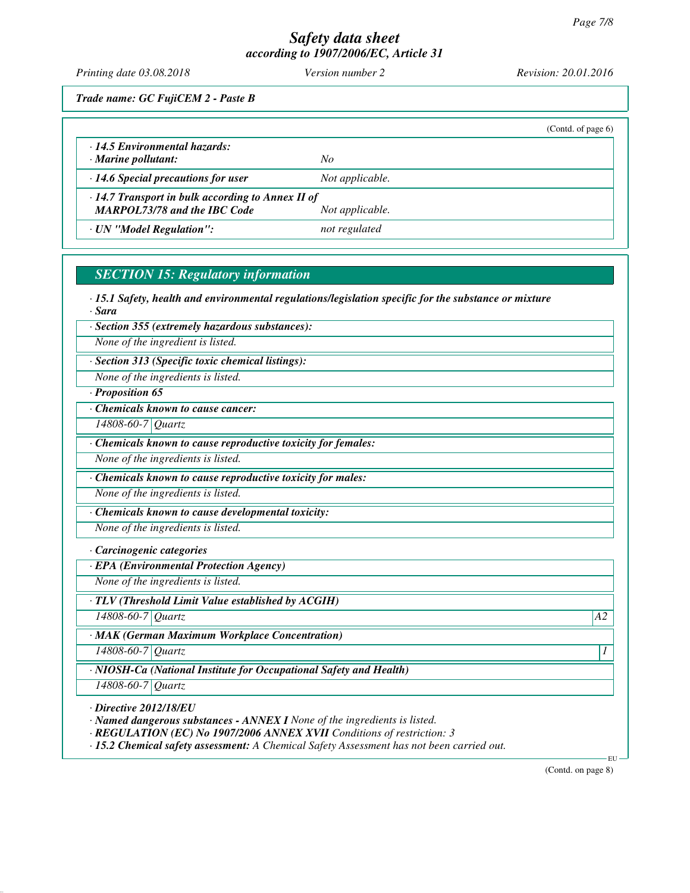*Trade name: GC FujiCEM 2 - Paste B*

(Contd. of page 6)

| | |
|---|---|
| · **14.5 Environmental hazards:** · **Marine pollutant:** | No |
| · **14.6 Special precautions for user** | Not applicable. |
| · **14.7 Transport in bulk according to Annex II of MARPOL73/78 and the IBC Code** | Not applicable. |
| · **UN "Model Regulation":** | not regulated |

## SECTION 15: Regulatory information

· **15.1 Safety, health and environmental regulations/legislation specific for the substance or mixture**

· **Sara**

· **Section 355 (extremely hazardous substances):**

None of the ingredient is listed.

· **Section 313 (Specific toxic chemical listings):**

None of the ingredients is listed.

· **Proposition 65**

· **Chemicals known to cause cancer:**

| | |
|---|---|
| 14808-60-7 | Quartz |

· **Chemicals known to cause reproductive toxicity for females:**

None of the ingredients is listed.

· **Chemicals known to cause reproductive toxicity for males:**

None of the ingredients is listed.

· **Chemicals known to cause developmental toxicity:**

None of the ingredients is listed.

· **Carcinogenic categories**

· **EPA (Environmental Protection Agency)**

None of the ingredients is listed.

· **TLV (Threshold Limit Value established by ACGIH)**

| | | |
|---|---|---|
| 14808-60-7 | Quartz | A2 |

· **MAK (German Maximum Workplace Concentration)**

| | | |
|---|---|---|
| 14808-60-7 | Quartz | 1 |

· **NIOSH-Ca (National Institute for Occupational Safety and Health)**

| | |
|---|---|
| 14808-60-7 | Quartz |

· **Directive 2012/18/EU**

· **Named dangerous substances - ANNEX I** None of the ingredients is listed.

· **REGULATION (EC) No 1907/2006 ANNEX XVII** Conditions of restriction: 3

· **15.2 Chemical safety assessment:** A Chemical Safety Assessment has not been carried out.

(Contd. on page 8)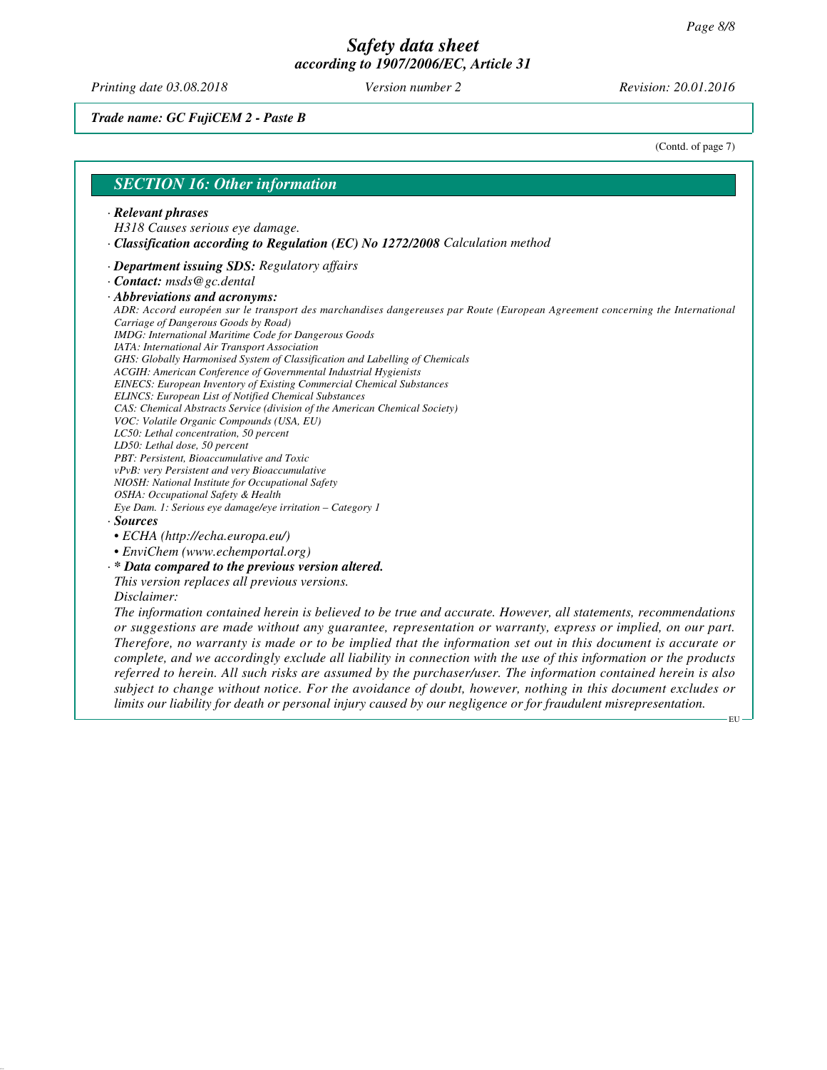*Trade name: GC FujiCEM 2 - Paste B*

(Contd. of page 7)

## SECTION 16: Other information

· ***Relevant phrases***
*H318 Causes serious eye damage.*

· ***Classification according to Regulation (EC) No 1272/2008*** *Calculation method*

· ***Department issuing SDS:*** *Regulatory affairs*

· ***Contact:*** *msds@gc.dental*

· ***Abbreviations and acronyms:***
*ADR: Accord européen sur le transport des marchandises dangereuses par Route (European Agreement concerning the International Carriage of Dangerous Goods by Road)*
*IMDG: International Maritime Code for Dangerous Goods*
*IATA: International Air Transport Association*
*GHS: Globally Harmonised System of Classification and Labelling of Chemicals*
*ACGIH: American Conference of Governmental Industrial Hygienists*
*EINECS: European Inventory of Existing Commercial Chemical Substances*
*ELINCS: European List of Notified Chemical Substances*
*CAS: Chemical Abstracts Service (division of the American Chemical Society)*
*VOC: Volatile Organic Compounds (USA, EU)*
*LC50: Lethal concentration, 50 percent*
*LD50: Lethal dose, 50 percent*
*PBT: Persistent, Bioaccumulative and Toxic*
*vPvB: very Persistent and very Bioaccumulative*
*NIOSH: National Institute for Occupational Safety*
*OSHA: Occupational Safety & Health*
*Eye Dam. 1: Serious eye damage/eye irritation – Category 1*

· ***Sources***
- *ECHA (http://echa.europa.eu/)*
- *EnviChem (www.echemportal.org)*

· ***\* Data compared to the previous version altered.***
*This version replaces all previous versions.*
*Disclaimer:*
*The information contained herein is believed to be true and accurate. However, all statements, recommendations or suggestions are made without any guarantee, representation or warranty, express or implied, on our part. Therefore, no warranty is made or to be implied that the information set out in this document is accurate or complete, and we accordingly exclude all liability in connection with the use of this information or the products referred to herein. All such risks are assumed by the purchaser/user. The information contained herein is also subject to change without notice. For the avoidance of doubt, however, nothing in this document excludes or limits our liability for death or personal injury caused by our negligence or for fraudulent misrepresentation.*

EU